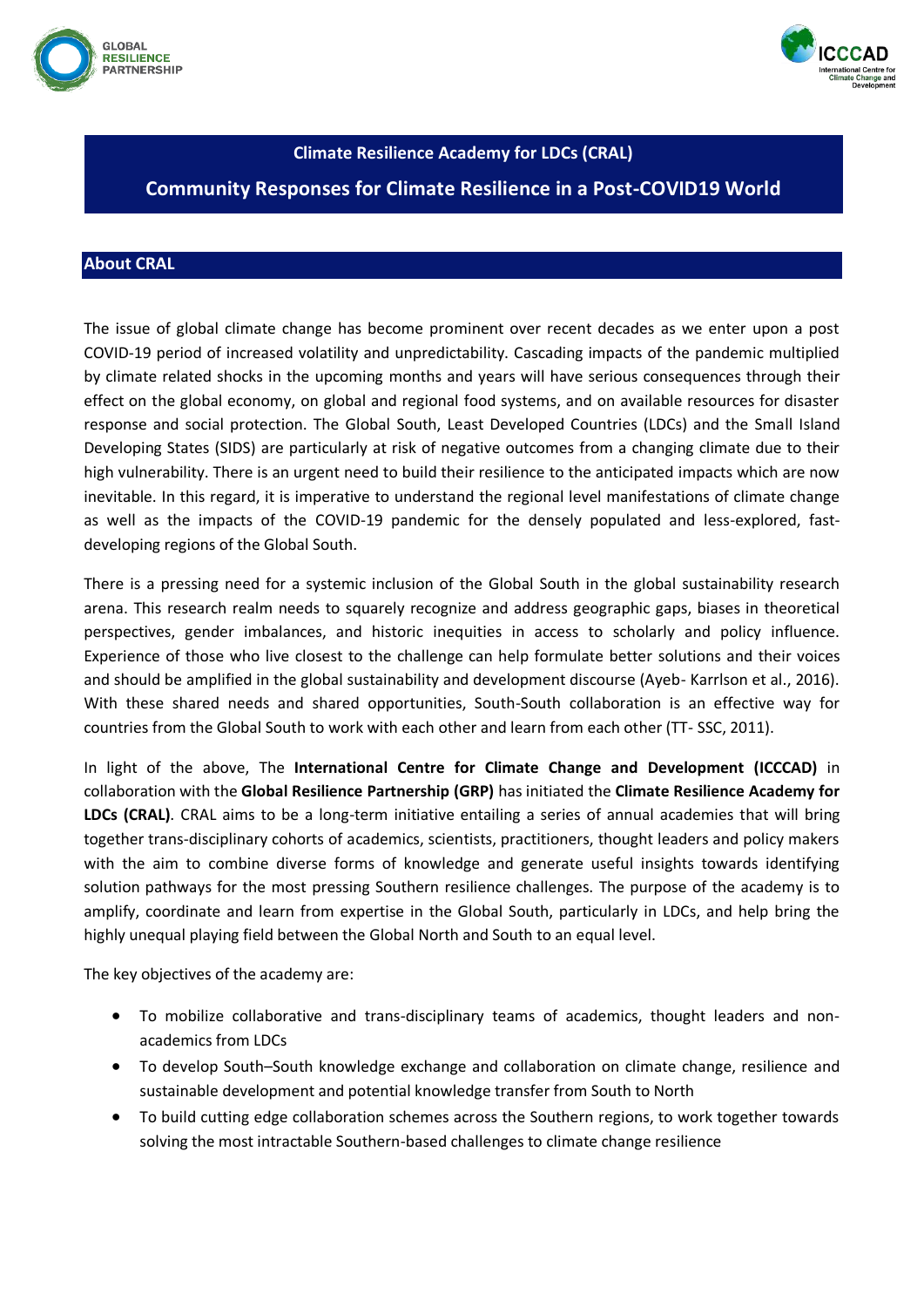# Climate Resilience Academy for LDCs (CRAL)

## Community Responses for Climate Resilience in a Post-COVID19 World

## About CRAL

The issue of global climate change has become prominent over recent decades as we enter upon a post COVID-19 period of increased volatility and unpredictability. Cascading impacts of the pandemic multiplied by climate related shocks in the upcoming months and years will have serious consequences through their effect on the global economy, on global and regional food systems, and on available resources for disaster response and social protection. The Global South, Least Developed Countries (LDCs) and the Small Island Developing States (SIDS) are particularly at risk of negative outcomes from a changing climate due to their high vulnerability. There is an urgent need to build their resilience to the anticipated impacts which are now inevitable. In this regard, it is imperative to understand the regional level manifestations of climate change as well as the impacts of the COVID-19 pandemic for the densely populated and less-explored, fast-developing regions of the Global South.

There is a pressing need for a systemic inclusion of the Global South in the global sustainability research arena. This research realm needs to squarely recognize and address geographic gaps, biases in theoretical perspectives, gender imbalances, and historic inequities in access to scholarly and policy influence. Experience of those who live closest to the challenge can help formulate better solutions and their voices and should be amplified in the global sustainability and development discourse (Ayeb- Karrlson et al., 2016). With these shared needs and shared opportunities, South-South collaboration is an effective way for countries from the Global South to work with each other and learn from each other (TT- SSC, 2011).

In light of the above, The **International Centre for Climate Change and Development (ICCCAD)** in collaboration with the **Global Resilience Partnership (GRP)** has initiated the **Climate Resilience Academy for LDCs (CRAL)**. CRAL aims to be a long-term initiative entailing a series of annual academies that will bring together trans-disciplinary cohorts of academics, scientists, practitioners, thought leaders and policy makers with the aim to combine diverse forms of knowledge and generate useful insights towards identifying solution pathways for the most pressing Southern resilience challenges. The purpose of the academy is to amplify, coordinate and learn from expertise in the Global South, particularly in LDCs, and help bring the highly unequal playing field between the Global North and South to an equal level.

The key objectives of the academy are:

- To mobilize collaborative and trans-disciplinary teams of academics, thought leaders and non-academics from LDCs
- To develop South–South knowledge exchange and collaboration on climate change, resilience and sustainable development and potential knowledge transfer from South to North
- To build cutting edge collaboration schemes across the Southern regions, to work together towards solving the most intractable Southern-based challenges to climate change resilience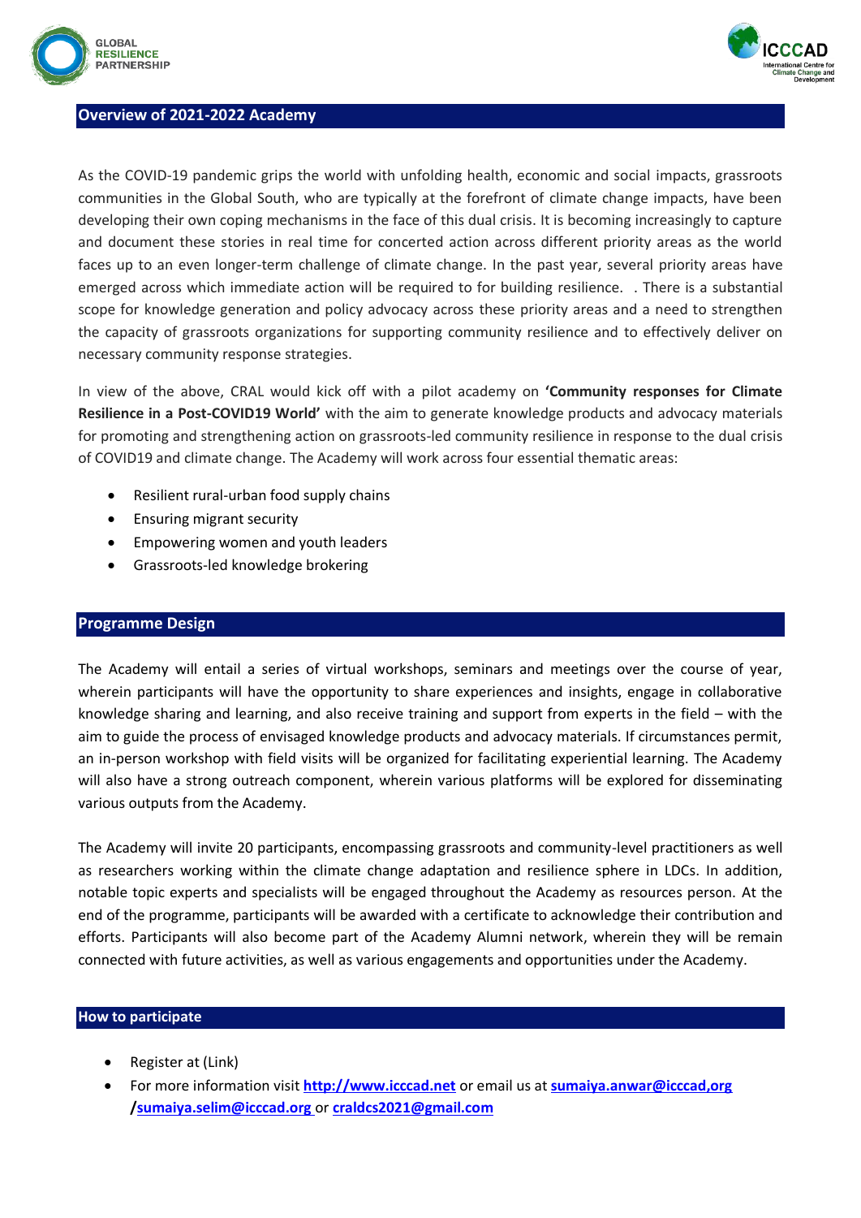## Overview of 2021-2022 Academy

As the COVID-19 pandemic grips the world with unfolding health, economic and social impacts, grassroots communities in the Global South, who are typically at the forefront of climate change impacts, have been developing their own coping mechanisms in the face of this dual crisis. It is becoming increasingly to capture and document these stories in real time for concerted action across different priority areas as the world faces up to an even longer-term challenge of climate change. In the past year, several priority areas have emerged across which immediate action will be required to for building resilience. . There is a substantial scope for knowledge generation and policy advocacy across these priority areas and a need to strengthen the capacity of grassroots organizations for supporting community resilience and to effectively deliver on necessary community response strategies.

In view of the above, CRAL would kick off with a pilot academy on **'Community responses for Climate Resilience in a Post-COVID19 World'** with the aim to generate knowledge products and advocacy materials for promoting and strengthening action on grassroots-led community resilience in response to the dual crisis of COVID19 and climate change. The Academy will work across four essential thematic areas:

- Resilient rural-urban food supply chains
- Ensuring migrant security
- Empowering women and youth leaders
- Grassroots-led knowledge brokering

## Programme Design

The Academy will entail a series of virtual workshops, seminars and meetings over the course of year, wherein participants will have the opportunity to share experiences and insights, engage in collaborative knowledge sharing and learning, and also receive training and support from experts in the field – with the aim to guide the process of envisaged knowledge products and advocacy materials. If circumstances permit, an in-person workshop with field visits will be organized for facilitating experiential learning. The Academy will also have a strong outreach component, wherein various platforms will be explored for disseminating various outputs from the Academy.

The Academy will invite 20 participants, encompassing grassroots and community-level practitioners as well as researchers working within the climate change adaptation and resilience sphere in LDCs. In addition, notable topic experts and specialists will be engaged throughout the Academy as resources person. At the end of the programme, participants will be awarded with a certificate to acknowledge their contribution and efforts. Participants will also become part of the Academy Alumni network, wherein they will be remain connected with future activities, as well as various engagements and opportunities under the Academy.

## How to participate

- Register at (Link)
- For more information visit **http://www.icccad.net** or email us at **sumaiya.anwar@icccad,org** **/sumaiya.selim@icccad.org** or **craldcs2021@gmail.com**